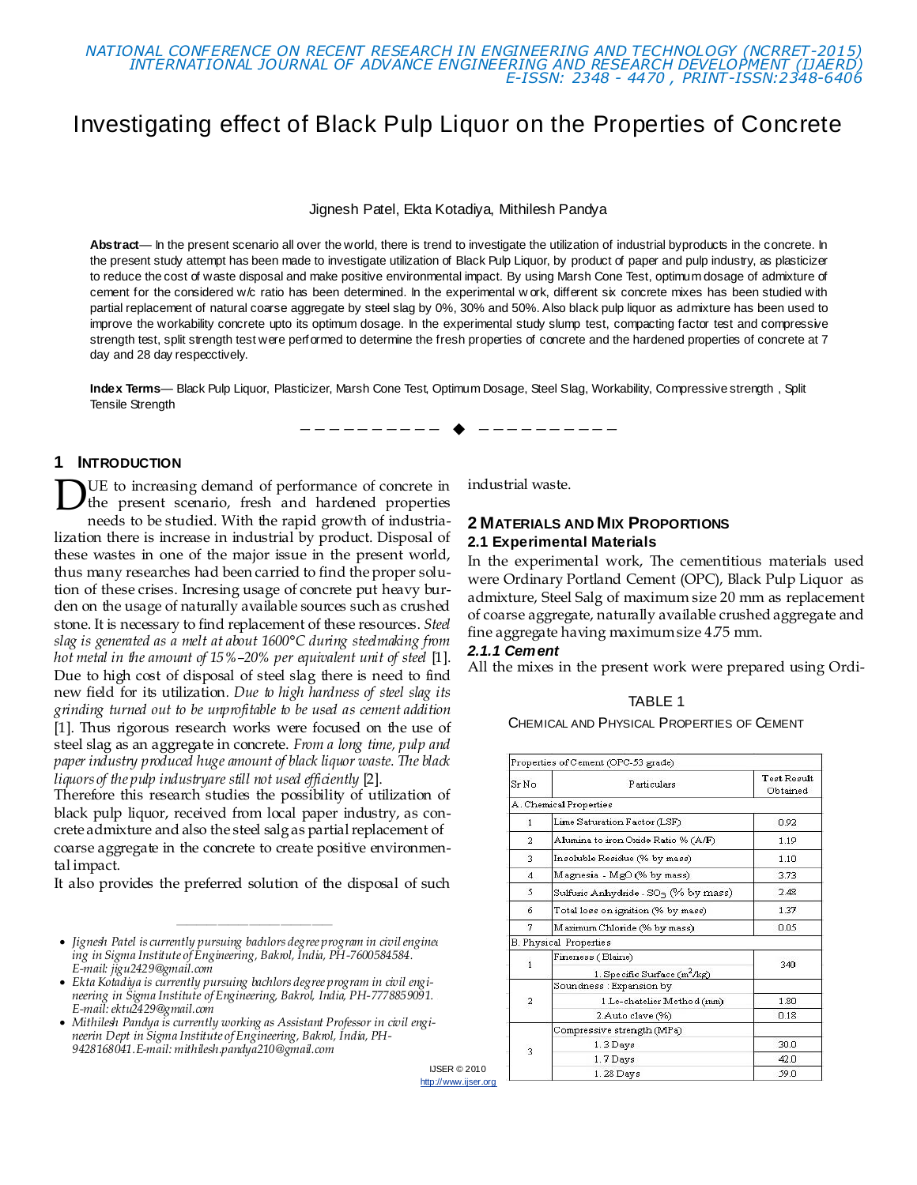# Investigating effect of Black Pulp Liquor on the Properties of Concrete

Jignesh Patel, Ekta Kotadiya, Mithilesh Pandya

**Abstract**— In the present scenario all over the world, there is trend to investigate the utilization of industrial byproducts in the concrete. In the present study attempt has been made to investigate utilization of Black Pulp Liquor, by product of paper and pulp industry, as plasticizer to reduce the cost of waste disposal and make positive environmental impact. By using Marsh Cone Test, optimum dosage of admixture of cement for the considered w/c ratio has been determined. In the experimental w ork, different six concrete mixes has been studied with partial replacement of natural coarse aggregate by steel slag by 0%, 30% and 50%. Also black pulp liquor as admixture has been used to improve the workability concrete upto its optimum dosage. In the experimental study slump test, compacting factor test and compressive strength test, split strength test were performed to determine the fresh properties of concrete and the hardened properties of concrete at 7 day and 28 day respecctively.

**Index Terms**— Black Pulp Liquor, Plasticizer, Marsh Cone Test, Optimum Dosage, Steel Slag, Workability, Compressive strength , Split Tensile Strength

## 1 Introduction

Due to increasing demand of performance of concrete in the present scenario, fresh and hardened properties needs to be studied. With the rapid growth of industrialization there is increase in industrial by product. Disposal of these wastes in one of the major issue in the present world, thus many researches had been carried to find the proper solution of these crises. Increasing usage of concrete put heavy burden on the usage of naturally available sources such as crushed stone. It is necessary to find replacement of these resources. *Steel slag is generated as a melt at about 1600°C during steelmaking from hot metal in the amount of 15%–20% per equivalent unit of steel* [1]. Due to high cost of disposal of steel slag there is need to find new field for its utilization. *Due to high hardness of steel slag its grinding turned out to be unprofitable to be used as cement addition* [1]. Thus rigorous research works were focused on the use of steel slag as an aggregate in concrete. *From a long time, pulp and paper industry produced huge amount of black liquor waste. The black liquors of the pulp industryare still not used efficiently* [2].

Therefore this research studies the possibility of utilization of black pulp liquor, received from local paper industry, as concrete admixture and also the steel salg as partial replacement of coarse aggregate in the concrete to create positive environmental impact.

It also provides the preferred solution of the disposal of such industrial waste.

## 2 Materials and Mix Proportions

### 2.1 Experimental Materials

In the experimental work, The cementitious materials used were Ordinary Portland Cement (OPC), Black Pulp Liquor as admixture, Steel Salg of maximum size 20 mm as replacement of coarse aggregate, naturally available crushed aggregate and fine aggregate having maximum size 4.75 mm.

#### *2.1.1 Cement*

All the mixes in the present work were prepared using Ordi-

TABLE 1

Chemical and Physical Properties of Cement

| Properties of Cement (OPC-53 grade) | | |
|---|---|---|
| Sr No | Particulars | Test Result Obtained |
| A. Chemical Properties | | |
| 1 | Lime Saturation Factor (LSF) | 0.92 |
| 2 | Alumina to iron Oxide Ratio % (A/F) | 1.19 |
| 3 | Insoluble Residue (% by mass) | 1.10 |
| 4 | Magnesia - MgO (% by mass) | 3.73 |
| 5 | Sulfuric Anhydride - $SO_3$ (% by mass) | 2.48 |
| 6 | Total loss on ignition (% by mass) | 1.37 |
| 7 | Maximum Chloride (% by mass) | 0.05 |
| B. Physical Properties | | |
| 1 | Fineness (Blaine) 1. Specific Surface ($m^2$/kg) | 340 |
| 2 | Soundness : Expansion by | |
| | 1. Le-chatelier Method (mm) | 1.80 |
| | 2. Auto clave (%) | 0.18 |
| 3 | Compressive strength (MPa) | |
| | 1. 3 Days | 30.0 |
| | 1. 7 Days | 42.0 |
| | 1. 28 Days | 59.0 |

- *Jignesh Patel is currently pursuing bachlors degree program in civil engineering in Sigma Institute of Engineering, Bakrol, India, PH-7600584584. E-mail: jigu2429@gmail.com*
- *Ekta Kotadiya is currently pursuing bachlors degree program in civil engineering in Sigma Institute of Engineering, Bakrol, India, PH-7778859091. E-mail: ektu2429@gmail.com*
- *Mithilesh Pandya is currently working as Assistant Professor in civil engineerin Dept in Sigma Institute of Engineering, Bakrol, India, PH-9428168041. E-mail: mithilesh.pandya210@gmail.com*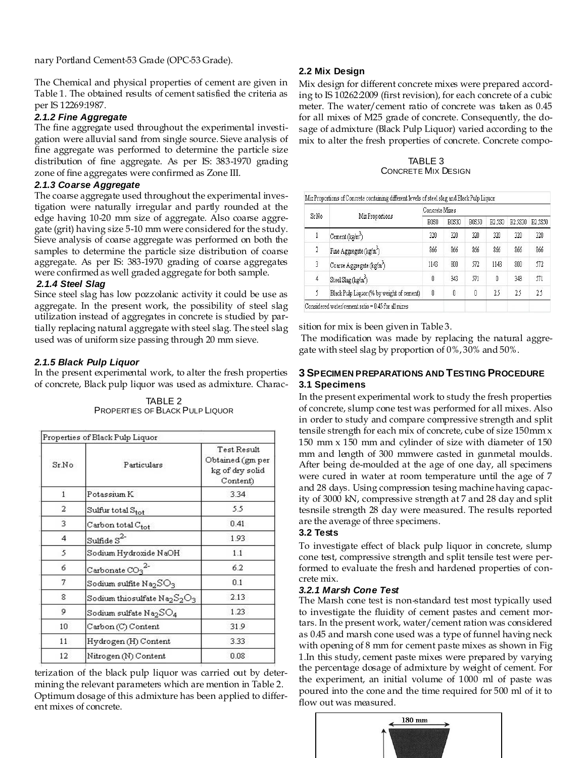nary Portland Cement-53 Grade (OPC-53 Grade).

The Chemical and physical properties of cement are given in Table 1. The obtained results of cement satisfied the criteria as per IS 12269:1987.

### 2.1.2 Fine Aggregate

The fine aggregate used throughout the experimental investigation were alluvial sand from single source. Sieve analysis of fine aggregate was performed to determine the particle size distribution of fine aggregate. As per IS: 383-1970 grading zone of fine aggregates were confirmed as Zone III.

### 2.1.3 Coarse Aggregate

The coarse aggregate used throughout the experimental investigation were naturally irregular and partly rounded at the edge having 10-20 mm size of aggregate. Also coarse aggregate (grit) having size 5-10 mm were considered for the study. Sieve analysis of coarse aggregate was performed on both the samples to determine the particle size distribution of coarse aggregate. As per IS: 383-1970 grading of coarse aggregates were confirmed as well graded aggregate for both sample.

### 2.1.4 Steel Slag

Since steel slag has low pozzolanic activity it could be use as aggregate. In the present work, the possibility of steel slag utilization instead of aggregates in concrete is studied by partially replacing natural aggregate with steel slag. The steel slag used was of uniform size passing through 20 mm sieve.

### 2.1.5 Black Pulp Liquor

In the present experimental work, to alter the fresh properties of concrete, Black pulp liquor was used as admixture. Characterization of the black pulp liquor was carried out by determining the relevant parameters which are mention in Table 2. Optimum dosage of this admixture has been applied to different mixes of concrete.

TABLE 2
PROPERTIES OF BLACK PULP LIQUOR

| Properties of Black Pulp Liquor | | |
|---|---|---|
| Sr.No | Particulars | Test Result Obtained (gm per kg of dry solid Content) |
| 1 | Potassium K | 3.34 |
| 2 | Sulfur total $S_{tot}$ | 5.5 |
| 3 | Carbon total $C_{tot}$ | 0.41 |
| 4 | Sulfide $S^{2-}$ | 1.93 |
| 5 | Sodium Hydroxide NaOH | 1.1 |
| 6 | Carbonate $CO_3^{2-}$ | 6.2 |
| 7 | Sodium sulfite $Na_2SO_3$ | 0.1 |
| 8 | Sodium thiosulfate $Na_2S_2O_3$ | 2.13 |
| 9 | Sodium sulfate $Na_2SO_4$ | 1.23 |
| 10 | Carbon (C) Content | 31.9 |
| 11 | Hydrogen (H) Content | 3.33 |
| 12 | Nitrogen (N) Content | 0.08 |

## 2.2 Mix Design

Mix design for different concrete mixes were prepared according to IS 10262:2009 (first revision), for each concrete of a cubic meter. The water/cement ratio of concrete was taken as 0.45 for all mixes of M25 grade of concrete. Consequently, the dosage of admixture (Black Pulp Liquor) varied according to the mix to alter the fresh properties of concrete. Concrete composition for mix is been given in Table 3.

TABLE 3
CONCRETE MIX DESIGN

| Mix Proportions of Concrete containing different levels of steel slag and Black Pulp Liquor | | | | | | | |
|---|---|---|---|---|---|---|---|
| Sr.No | Mix Proportions | Concrete Mixes | | | | | |
| | | B0S0 | B0S30 | B0S50 | B2.5S0 | B2.5S30 | B2.5S50 |
| 1 | Cement (kg/m$^3$) | 320 | 320 | 320 | 320 | 320 | 320 |
| 2 | Fine Aggregate (kg/m$^3$) | 866 | 866 | 866 | 866 | 866 | 866 |
| 3 | Coarse Aggregate (kg/m$^3$) | 1143 | 800 | 572 | 1143 | 800 | 572 |
| 4 | Steel Slag (kg/m$^3$) | 0 | 343 | 571 | 0 | 343 | 571 |
| 5 | Black Pulp Liquor (% by weight of cement) | 0 | 0 | 0 | 2.5 | 2.5 | 2.5 |
| Considered water/cement ratio = 0.45 for all mixes | | | | | | | |

The modification was made by replacing the natural aggregate with steel slag by proportion of 0%, 30% and 50%.

# 3 SPECIMEN PREPARATIONS AND TESTING PROCEDURE

## 3.1 Specimens

In the present experimental work to study the fresh properties of concrete, slump cone test was performed for all mixes. Also in order to study and compare compressive strength and split tensile strength for each mix of concrete, cube of size 150mm x 150 mm x 150 mm and cylinder of size with diameter of 150 mm and length of 300 mmwere casted in gunmetal moulds. After being de-moulded at the age of one day, all specimens were cured in water at room temperature until the age of 7 and 28 days. Using compression tesing machine having capacity of 3000 kN, compressive strength at 7 and 28 day and split tesnsile strength 28 day were measured. The results reported are the average of three specimens.

## 3.2 Tests

To investigate effect of black pulp liquor in concrete, slump cone test, compressive strength and split tensile test were performed to evaluate the fresh and hardened properties of concrete mix.

### 3.2.1 Marsh Cone Test

The Marsh cone test is non-standard test most typically used to investigate the fluidity of cement pastes and cement mortars. In the present work, water/cement ration was considered as 0.45 and marsh cone used was a type of funnel having neck with opening of 8 mm for cement paste mixes as shown in Fig 1.In this study, cement paste mixes were prepared by varying the percentage dosage of admixture by weight of cement. For the experiment, an initial volume of 1000 ml of paste was poured into the cone and the time required for 500 ml of it to flow out was measured.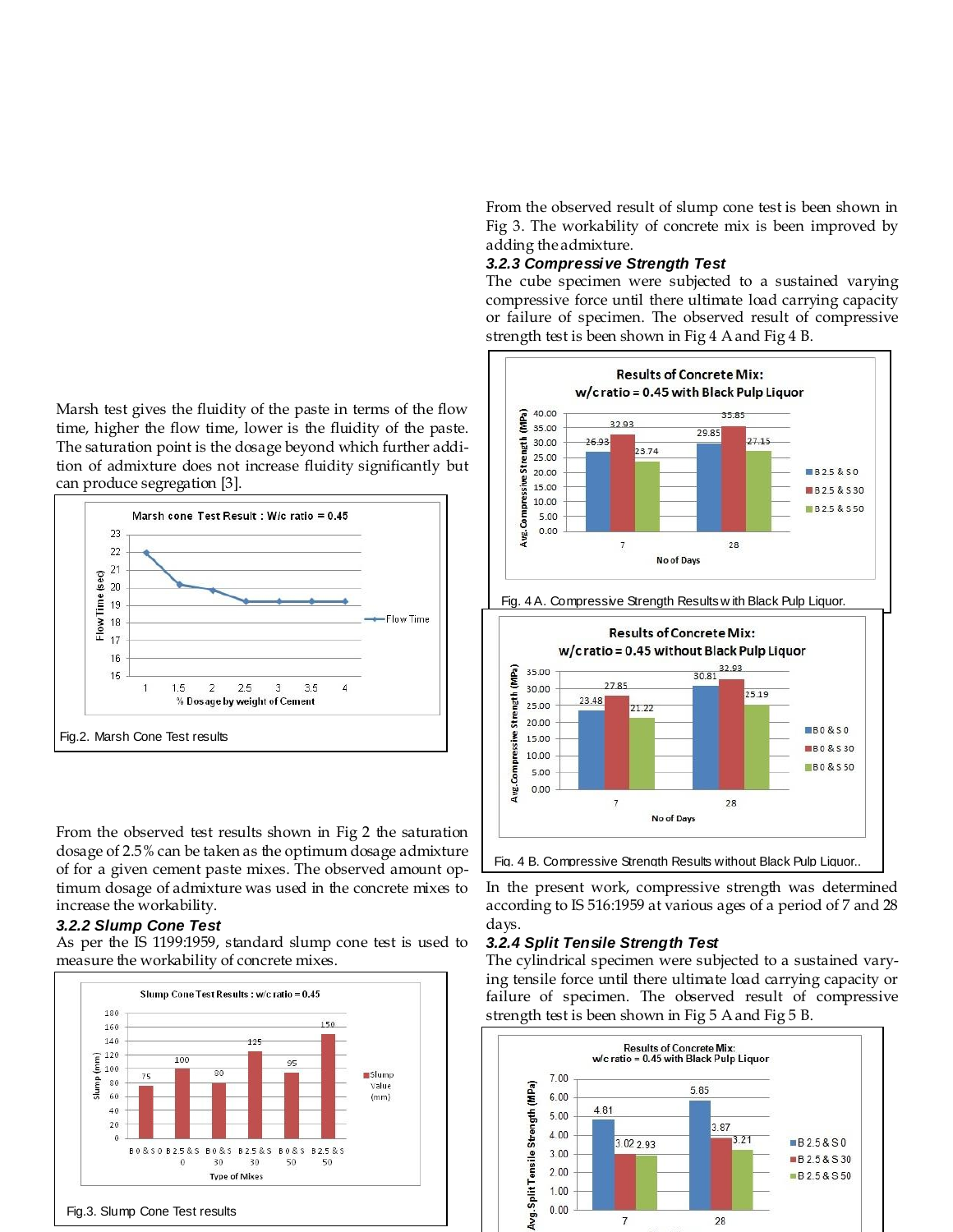Marsh test gives the fluidity of the paste in terms of the flow time, higher the flow time, lower is the fluidity of the paste. The saturation point is the dosage beyond which further addition of admixture does not increase fluidity significantly but can produce segregation [3].

Fig.2. Marsh Cone Test results

From the observed test results shown in Fig 2 the saturation dosage of 2.5% can be taken as the optimum dosage admixture of for a given cement paste mixes. The observed amount optimum dosage of admixture was used in the concrete mixes to increase the workability.

#### 3.2.2 Slump Cone Test

As per the IS 1199:1959, standard slump cone test is used to measure the workability of concrete mixes.

Fig.3. Slump Cone Test results

From the observed result of slump cone test is been shown in Fig 3. The workability of concrete mix is been improved by adding the admixture.

#### 3.2.3 Compressive Strength Test

The cube specimen were subjected to a sustained varying compressive force until there ultimate load carrying capacity or failure of specimen. The observed result of compressive strength test is been shown in Fig 4 A and Fig 4 B.

Fig. 4 A. Compressive Strength Results with Black Pulp Liquor.

Fig. 4 B. Compressive Strength Results without Black Pulp Liquor..

In the present work, compressive strength was determined according to IS 516:1959 at various ages of a period of 7 and 28 days.

#### 3.2.4 Split Tensile Strength Test

The cylindrical specimen were subjected to a sustained varying tensile force until there ultimate load carrying capacity or failure of specimen. The observed result of compressive strength test is been shown in Fig 5 A and Fig 5 B.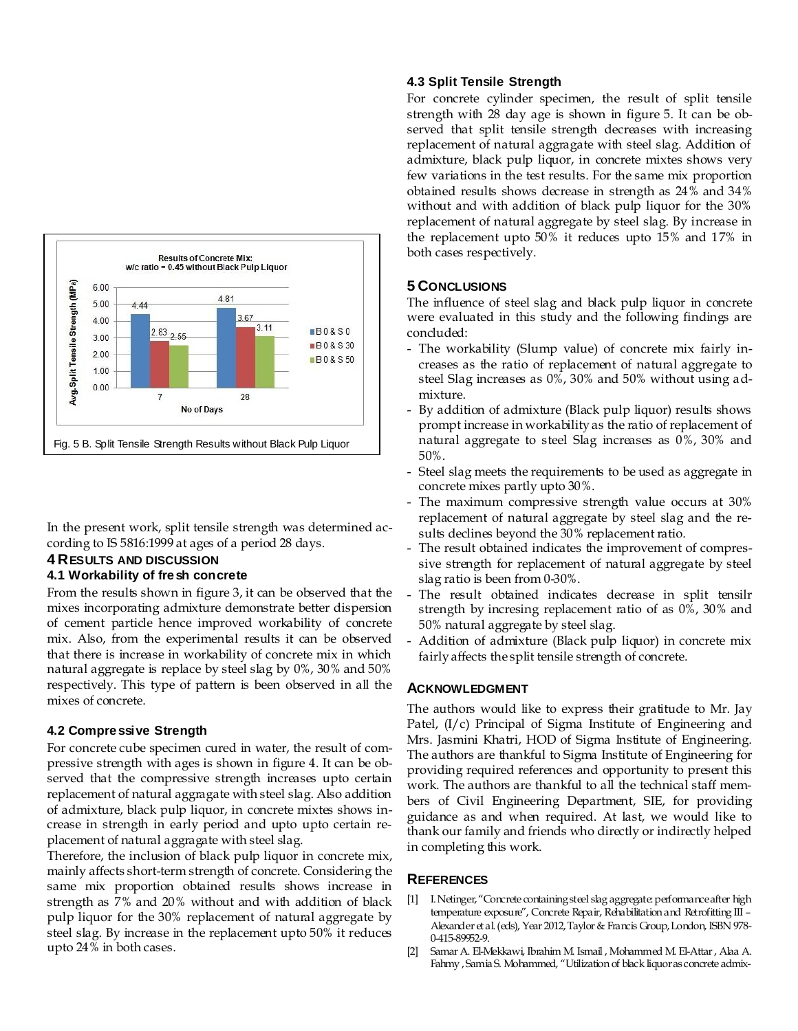Results of Concrete Mix: w/c ratio = 0.45 without Black Pulp Liquor

| No of Days | B0 & S0 | B0 & S30 | B0 & S50 |
|---|---|---|---|
| 7 | 4.44 | 2.83 | 2.55 |
| 28 | 4.81 | 3.67 | 3.11 |

Avg. Split Tensile Strength (MPa)

Fig. 5 B. Split Tensile Strength Results without Black Pulp Liquor

In the present work, split tensile strength was determined according to IS 5816:1999 at ages of a period 28 days.

## 4 Results and Discussion

### 4.1 Workability of fresh concrete

From the results shown in figure 3, it can be observed that the mixes incorporating admixture demonstrate better dispersion of cement particle hence improved workability of concrete mix. Also, from the experimental results it can be observed that there is increase in workability of concrete mix in which natural aggregate is replace by steel slag by 0%, 30% and 50% respectively. This type of pattern is been observed in all the mixes of concrete.

### 4.2 Compressive Strength

For concrete cube specimen cured in water, the result of compressive strength with ages is shown in figure 4. It can be observed that the compressive strength increases upto certain replacement of natural aggragate with steel slag. Also addition of admixture, black pulp liquor, in concrete mixtes shows increase in strength in early period and upto upto certain replacement of natural aggragate with steel slag.

Therefore, the inclusion of black pulp liquor in concrete mix, mainly affects short-term strength of concrete. Considering the same mix proportion obtained results shows increase in strength as 7% and 20% without and with addition of black pulp liquor for the 30% replacement of natural aggregate by steel slag. By increase in the replacement upto 50% it reduces upto 24% in both cases.

### 4.3 Split Tensile Strength

For concrete cylinder specimen, the result of split tensile strength with 28 day age is shown in figure 5. It can be observed that split tensile strength decreases with increasing replacement of natural aggragate with steel slag. Addition of admixture, black pulp liquor, in concrete mixtes shows very few variations in the test results. For the same mix proportion obtained results shows decrease in strength as 24% and 34% without and with addition of black pulp liquor for the 30% replacement of natural aggregate by steel slag. By increase in the replacement upto 50% it reduces upto 15% and 17% in both cases respectively.

## 5 Conclusions

The influence of steel slag and black pulp liquor in concrete were evaluated in this study and the following findings are concluded:

- The workability (Slump value) of concrete mix fairly increases as the ratio of replacement of natural aggregate to steel Slag increases as 0%, 30% and 50% without using admixture.
- By addition of admixture (Black pulp liquor) results shows prompt increase in workability as the ratio of replacement of natural aggregate to steel Slag increases as 0%, 30% and 50%.
- Steel slag meets the requirements to be used as aggregate in concrete mixes partly upto 30%.
- The maximum compressive strength value occurs at 30% replacement of natural aggregate by steel slag and the results declines beyond the 30% replacement ratio.
- The result obtained indicates the improvement of compressive strength for replacement of natural aggregate by steel slag ratio is been from 0-30%.
- The result obtained indicates decrease in split tensilr strength by incresing replacement ratio of as 0%, 30% and 50% natural aggregate by steel slag.
- Addition of admixture (Black pulp liquor) in concrete mix fairly affects the split tensile strength of concrete.

## Acknowledgment

The authors would like to express their gratitude to Mr. Jay Patel, (I/c) Principal of Sigma Institute of Engineering and Mrs. Jasmini Khatri, HOD of Sigma Institute of Engineering. The authors are thankful to Sigma Institute of Engineering for providing required references and opportunity to present this work. The authors are thankful to all the technical staff members of Civil Engineering Department, SIE, for providing guidance as and when required. At last, we would like to thank our family and friends who directly or indirectly helped in completing this work.

## References

[1] I. Netinger, "Concrete containing steel slag aggregate: performance after high temperature exposure", Concrete Repair, Rehabilitation and Retrofitting III – Alexander et al. (eds), Year 2012, Taylor & Francis Group, London, ISBN 978-0-415-89952-9.

[2] Samar A. El-Mekkawi, Ibrahim M. Ismail , Mohammed M. El-Attar , Alaa A. Fahmy , Samia S. Mohammed, "Utilization of black liquor as concrete admix-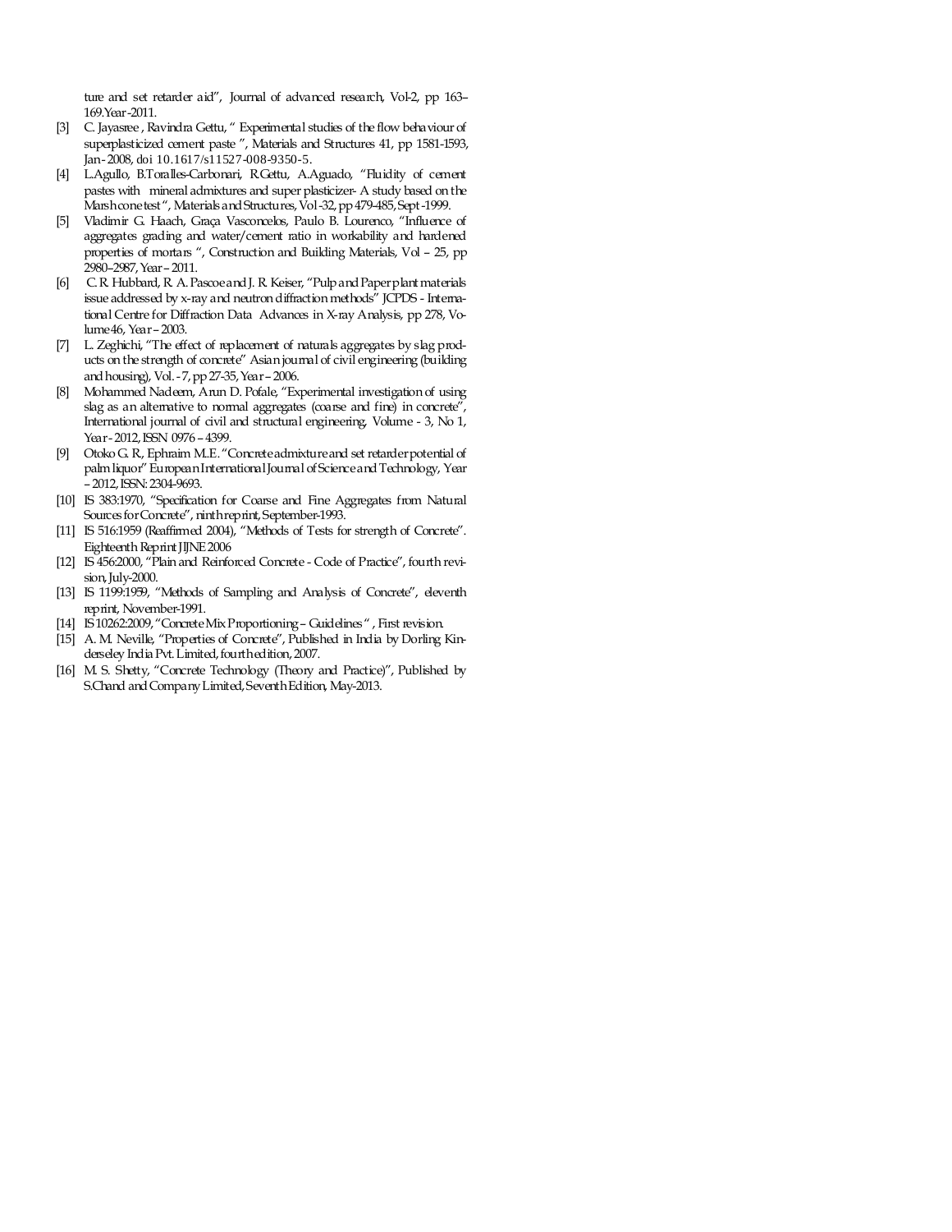ture and set retarder aid", Journal of advanced research, Vol-2, pp 163–169.Year-2011.

[3] C. Jayasree , Ravindra Gettu, " Experimental studies of the flow behaviour of superplasticized cement paste ", Materials and Structures 41, pp 1581-1593, Jan-2008, doi 10.1617/s11527-008-9350-5.

[4] L.Agullo, B.Toralles-Carbonari, R.Gettu, A.Aguado, "Fluidity of cement pastes with mineral admixtures and super plasticizer- A study based on the Marsh cone test", Materials and Structures, Vol-32, pp 479-485, Sept-1999.

[5] Vladimir G. Haach, Graça Vasconcelos, Paulo B. Lourenco, "Influence of aggregates grading and water/cement ratio in workability and hardened properties of mortars ", Construction and Building Materials, Vol – 25, pp 2980–2987, Year – 2011.

[6] C. R. Hubbard, R. A. Pascoe and J. R. Keiser, "Pulp and Paper plant materials issue addressed by x-ray and neutron diffraction methods" JCPDS - International Centre for Diffraction Data Advances in X-ray Analysis, pp 278, Volume 46, Year – 2003.

[7] L. Zeghichi, "The effect of replacement of naturals aggregates by slag products on the strength of concrete" Asian journal of civil engineering (building and housing), Vol.-7, pp 27-35, Year – 2006.

[8] Mohammed Nadeem, Arun D. Pofale, "Experimental investigation of using slag as an alternative to normal aggregates (coarse and fine) in concrete", International journal of civil and structural engineering, Volume - 3, No 1, Year - 2012, ISSN 0976 – 4399.

[9] Otoko G. R., Ephraim M.E. "Concrete admixture and set retarder potential of palm liquor" European International Journal of Science and Technology, Year – 2012, ISSN: 2304-9693.

[10] IS 383:1970, "Specification for Coarse and Fine Aggregates from Natural Sources for Concrete", ninth reprint, September-1993.

[11] IS 516:1959 (Reaffirmed 2004), "Methods of Tests for strength of Concrete". Eighteenth Reprint JIJNE 2006

[12] IS 456:2000, "Plain and Reinforced Concrete - Code of Practice", fourth revision, July-2000.

[13] IS 1199:1959, "Methods of Sampling and Analysis of Concrete", eleventh reprint, November-1991.

[14] IS 10262:2009, "Concrete Mix Proportioning – Guidelines" , First revision.

[15] A. M. Neville, "Properties of Concrete", Published in India by Dorling Kinderseley India Pvt. Limited, fourth edition, 2007.

[16] M. S. Shetty, "Concrete Technology (Theory and Practice)", Published by S.Chand and Company Limited, Seventh Edition, May-2013.